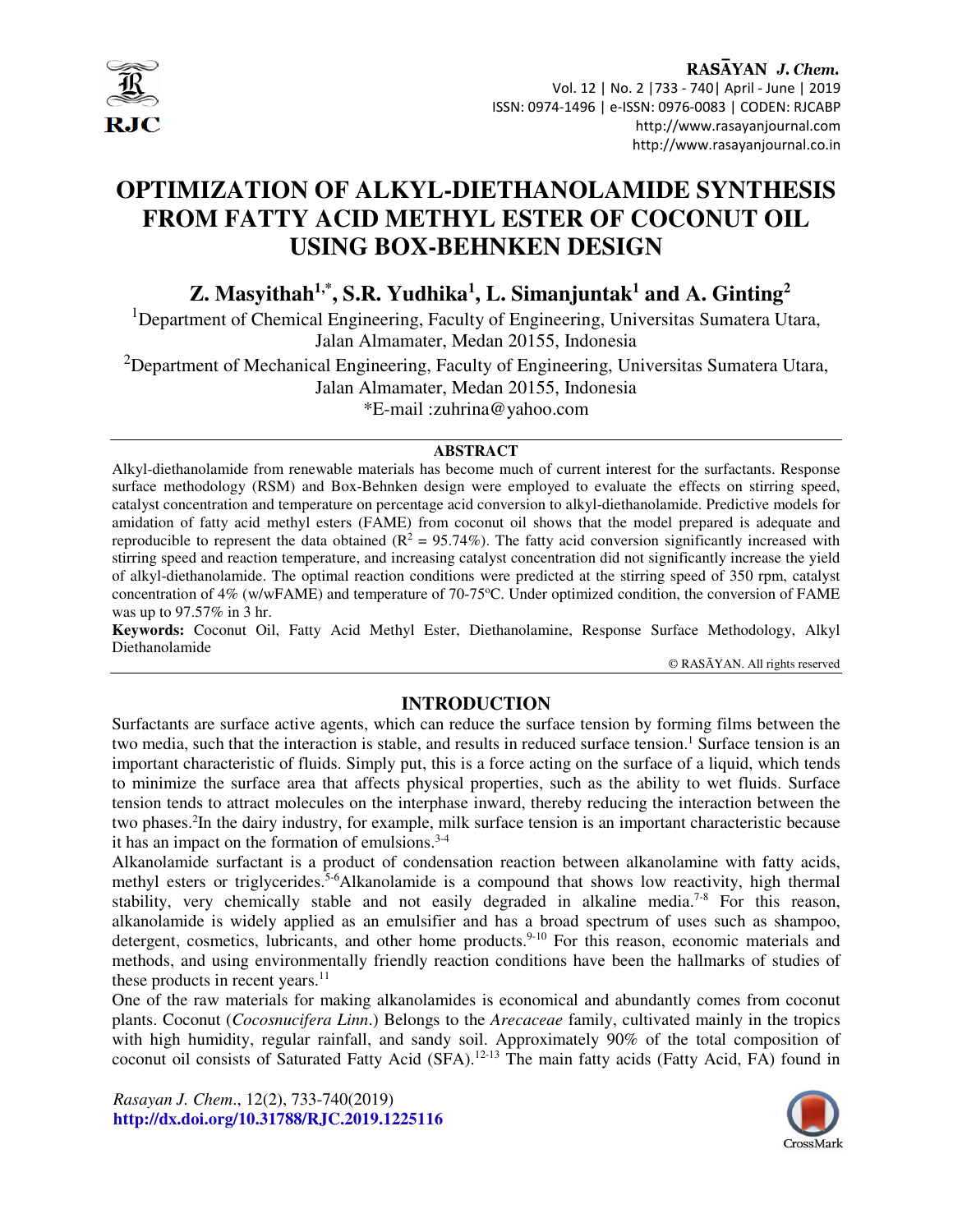# OPTIMIZATION OF ALKYL-DIETHANOLAMIDE SYNTHESIS FROM FATTY ACID METHYL ESTER OF COCONUT OIL USING BOX-BEHNKEN DESIGN

**Z. Masyithah[1,*], S.R. Yudhika[1], L. Simanjuntak[1] and A. Ginting[2]**

[1]Department of Chemical Engineering, Faculty of Engineering, Universitas Sumatera Utara, Jalan Almamater, Medan 20155, Indonesia

[2]Department of Mechanical Engineering, Faculty of Engineering, Universitas Sumatera Utara, Jalan Almamater, Medan 20155, Indonesia

*E-mail :zuhrina@yahoo.com

## ABSTRACT

Alkyl-diethanolamide from renewable materials has become much of current interest for the surfactants. Response surface methodology (RSM) and Box-Behnken design were employed to evaluate the effects on stirring speed, catalyst concentration and temperature on percentage acid conversion to alkyl-diethanolamide. Predictive models for amidation of fatty acid methyl esters (FAME) from coconut oil shows that the model prepared is adequate and reproducible to represent the data obtained ($R^2$ = 95.74%). The fatty acid conversion significantly increased with stirring speed and reaction temperature, and increasing catalyst concentration did not significantly increase the yield of alkyl-diethanolamide. The optimal reaction conditions were predicted at the stirring speed of 350 rpm, catalyst concentration of 4% (w/wFAME) and temperature of 70-75ºC. Under optimized condition, the conversion of FAME was up to 97.57% in 3 hr.

**Keywords:** Coconut Oil, Fatty Acid Methyl Ester, Diethanolamine, Response Surface Methodology, Alkyl Diethanolamide

© RASĀYAN. All rights reserved

## INTRODUCTION

Surfactants are surface active agents, which can reduce the surface tension by forming films between the two media, such that the interaction is stable, and results in reduced surface tension.[1] Surface tension is an important characteristic of fluids. Simply put, this is a force acting on the surface of a liquid, which tends to minimize the surface area that affects physical properties, such as the ability to wet fluids. Surface tension tends to attract molecules on the interphase inward, thereby reducing the interaction between the two phases.[2]In the dairy industry, for example, milk surface tension is an important characteristic because it has an impact on the formation of emulsions.[3-4]

Alkanolamide surfactant is a product of condensation reaction between alkanolamine with fatty acids, methyl esters or triglycerides.[5-6]Alkanolamide is a compound that shows low reactivity, high thermal stability, very chemically stable and not easily degraded in alkaline media.[7-8] For this reason, alkanolamide is widely applied as an emulsifier and has a broad spectrum of uses such as shampoo, detergent, cosmetics, lubricants, and other home products.[9-10] For this reason, economic materials and methods, and using environmentally friendly reaction conditions have been the hallmarks of studies of these products in recent years.[11]

One of the raw materials for making alkanolamides is economical and abundantly comes from coconut plants. Coconut (*Cocosnucifera Linn*.) Belongs to the *Arecaceae* family, cultivated mainly in the tropics with high humidity, regular rainfall, and sandy soil. Approximately 90% of the total composition of coconut oil consists of Saturated Fatty Acid (SFA).[12-13] The main fatty acids (Fatty Acid, FA) found in

*Rasayan J. Chem.*, 12(2), 733-740(2019)

**http://dx.doi.org/10.31788/RJC.2019.1225116**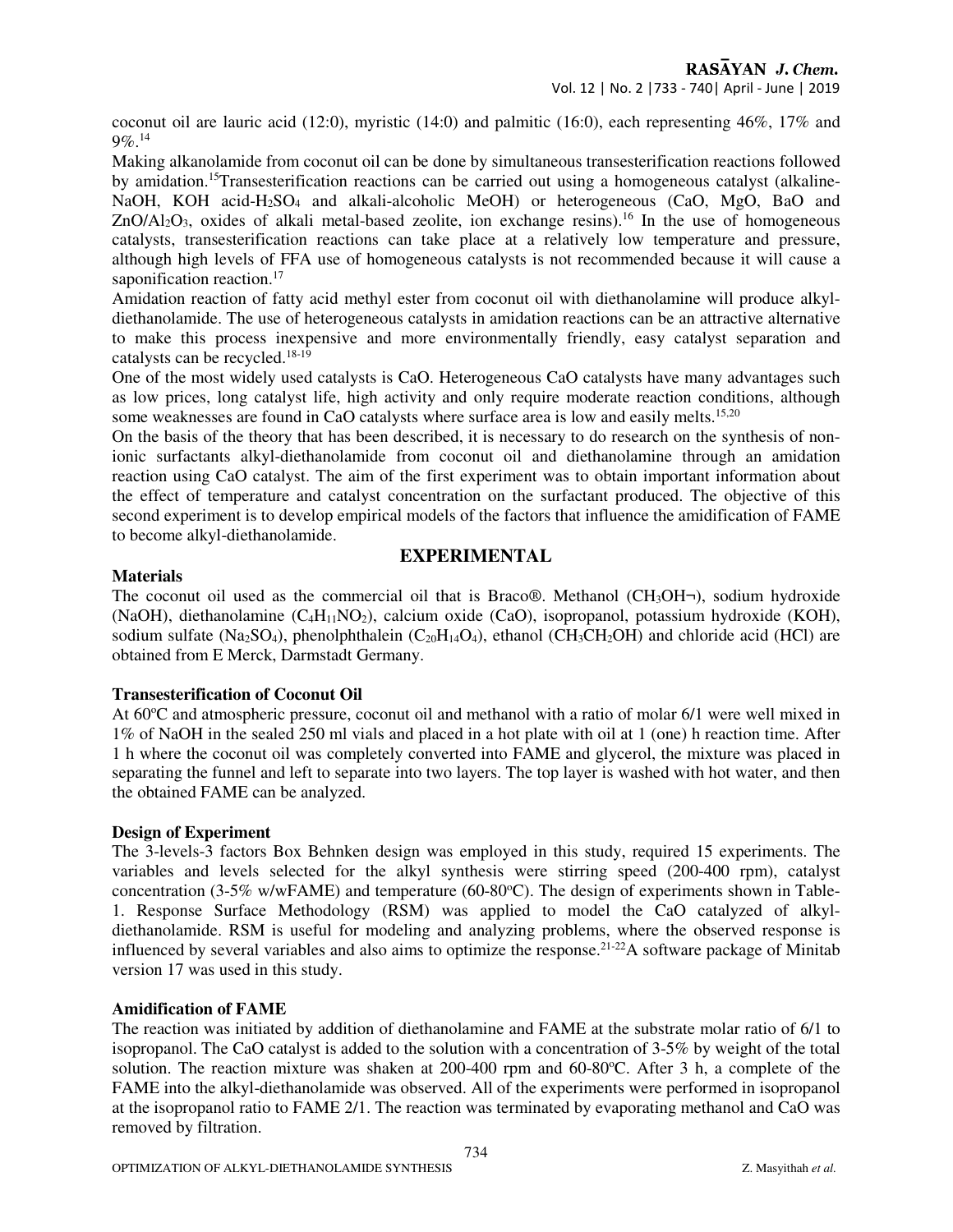coconut oil are lauric acid (12:0), myristic (14:0) and palmitic (16:0), each representing 46%, 17% and 9%.[14]

Making alkanolamide from coconut oil can be done by simultaneous transesterification reactions followed by amidation.[15] Transesterification reactions can be carried out using a homogeneous catalyst (alkaline-NaOH, KOH acid-$H_2SO_4$ and alkali-alcoholic MeOH) or heterogeneous (CaO, MgO, BaO and $ZnO/Al_2O_3$, oxides of alkali metal-based zeolite, ion exchange resins).[16] In the use of homogeneous catalysts, transesterification reactions can take place at a relatively low temperature and pressure, although high levels of FFA use of homogeneous catalysts is not recommended because it will cause a saponification reaction.[17]

Amidation reaction of fatty acid methyl ester from coconut oil with diethanolamine will produce alkyl-diethanolamide. The use of heterogeneous catalysts in amidation reactions can be an attractive alternative to make this process inexpensive and more environmentally friendly, easy catalyst separation and catalysts can be recycled.[18-19]

One of the most widely used catalysts is CaO. Heterogeneous CaO catalysts have many advantages such as low prices, long catalyst life, high activity and only require moderate reaction conditions, although some weaknesses are found in CaO catalysts where surface area is low and easily melts.[15,20]

On the basis of the theory that has been described, it is necessary to do research on the synthesis of non-ionic surfactants alkyl-diethanolamide from coconut oil and diethanolamine through an amidation reaction using CaO catalyst. The aim of the first experiment was to obtain important information about the effect of temperature and catalyst concentration on the surfactant produced. The objective of this second experiment is to develop empirical models of the factors that influence the amidification of FAME to become alkyl-diethanolamide.

## EXPERIMENTAL

### Materials

The coconut oil used as the commercial oil that is Braco®. Methanol ($CH_3OH$¬), sodium hydroxide (NaOH), diethanolamine ($C_4H_{11}NO_2$), calcium oxide (CaO), isopropanol, potassium hydroxide (KOH), sodium sulfate ($Na_2SO_4$), phenolphthalein ($C_{20}H_{14}O_4$), ethanol ($CH_3CH_2OH$) and chloride acid (HCl) are obtained from E Merck, Darmstadt Germany.

### Transesterification of Coconut Oil

At 60$^{o}$C and atmospheric pressure, coconut oil and methanol with a ratio of molar 6/1 were well mixed in 1% of NaOH in the sealed 250 ml vials and placed in a hot plate with oil at 1 (one) h reaction time. After 1 h where the coconut oil was completely converted into FAME and glycerol, the mixture was placed in separating the funnel and left to separate into two layers. The top layer is washed with hot water, and then the obtained FAME can be analyzed.

### Design of Experiment

The 3-levels-3 factors Box Behnken design was employed in this study, required 15 experiments. The variables and levels selected for the alkyl synthesis were stirring speed (200-400 rpm), catalyst concentration (3-5% w/wFAME) and temperature (60-80$^{o}$C). The design of experiments shown in Table-1. Response Surface Methodology (RSM) was applied to model the CaO catalyzed of alkyl-diethanolamide. RSM is useful for modeling and analyzing problems, where the observed response is influenced by several variables and also aims to optimize the response.[21-22] A software package of Minitab version 17 was used in this study.

### Amidification of FAME

The reaction was initiated by addition of diethanolamine and FAME at the substrate molar ratio of 6/1 to isopropanol. The CaO catalyst is added to the solution with a concentration of 3-5% by weight of the total solution. The reaction mixture was shaken at 200-400 rpm and 60-80$^{o}$C. After 3 h, a complete of the FAME into the alkyl-diethanolamide was observed. All of the experiments were performed in isopropanol at the isopropanol ratio to FAME 2/1. The reaction was terminated by evaporating methanol and CaO was removed by filtration.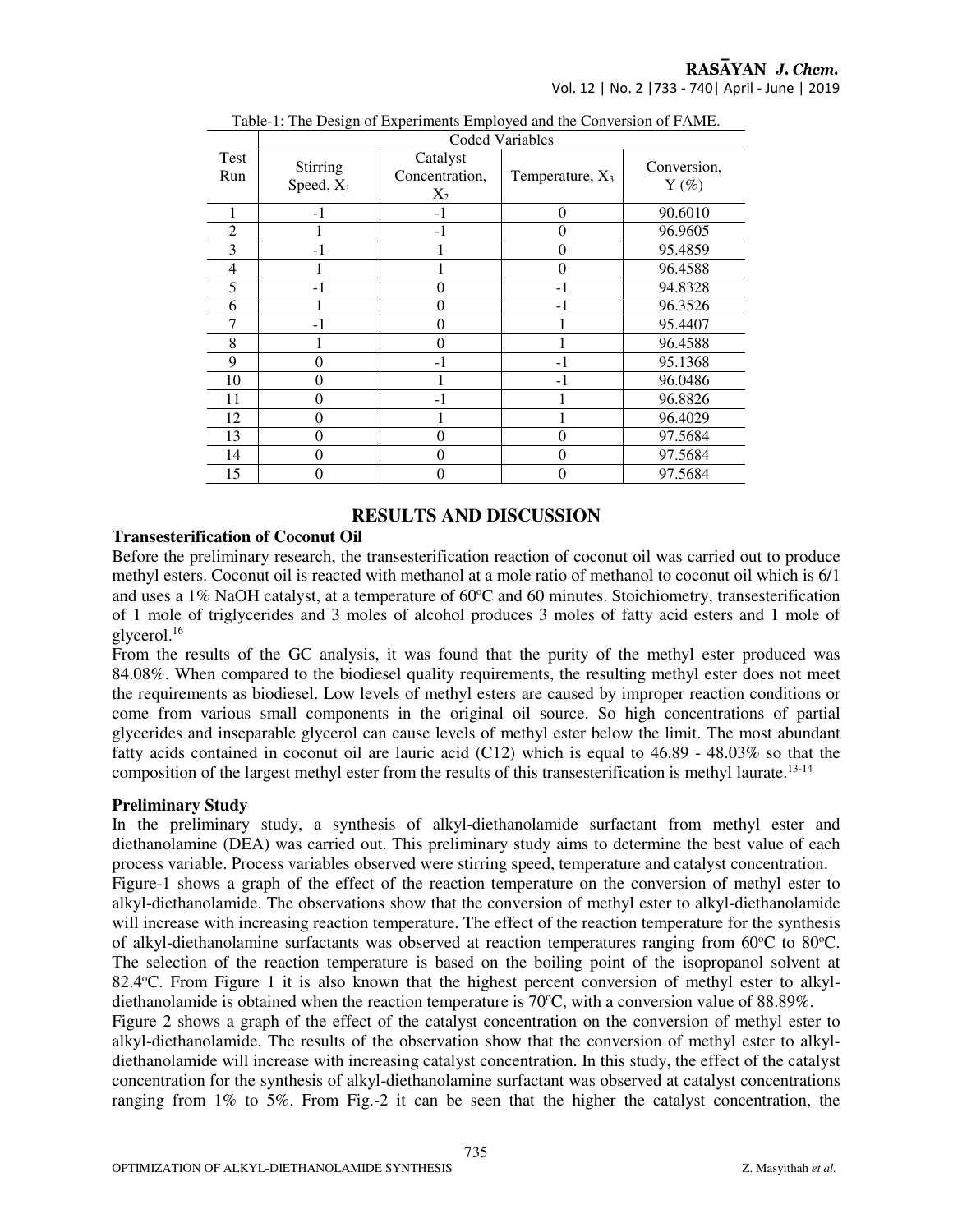Table-1: The Design of Experiments Employed and the Conversion of FAME.

| Test Run | Coded Variables | | | |
|---|---|---|---|---|
| | Stirring Speed, $X_1$ | Catalyst Concentration, $X_2$ | Temperature, $X_3$ | Conversion, Y (%) |
| 1 | -1 | -1 | 0 | 90.6010 |
| 2 | 1 | -1 | 0 | 96.9605 |
| 3 | -1 | 1 | 0 | 95.4859 |
| 4 | 1 | 1 | 0 | 96.4588 |
| 5 | -1 | 0 | -1 | 94.8328 |
| 6 | 1 | 0 | -1 | 96.3526 |
| 7 | -1 | 0 | 1 | 95.4407 |
| 8 | 1 | 0 | 1 | 96.4588 |
| 9 | 0 | -1 | -1 | 95.1368 |
| 10 | 0 | 1 | -1 | 96.0486 |
| 11 | 0 | -1 | 1 | 96.8826 |
| 12 | 0 | 1 | 1 | 96.4029 |
| 13 | 0 | 0 | 0 | 97.5684 |
| 14 | 0 | 0 | 0 | 97.5684 |
| 15 | 0 | 0 | 0 | 97.5684 |

## RESULTS AND DISCUSSION

### Transesterification of Coconut Oil

Before the preliminary research, the transesterification reaction of coconut oil was carried out to produce methyl esters. Coconut oil is reacted with methanol at a mole ratio of methanol to coconut oil which is 6/1 and uses a 1% NaOH catalyst, at a temperature of 60°C and 60 minutes. Stoichiometry, transesterification of 1 mole of triglycerides and 3 moles of alcohol produces 3 moles of fatty acid esters and 1 mole of glycerol.[16]

From the results of the GC analysis, it was found that the purity of the methyl ester produced was 84.08%. When compared to the biodiesel quality requirements, the resulting methyl ester does not meet the requirements as biodiesel. Low levels of methyl esters are caused by improper reaction conditions or come from various small components in the original oil source. So high concentrations of partial glycerides and inseparable glycerol can cause levels of methyl ester below the limit. The most abundant fatty acids contained in coconut oil are lauric acid (C12) which is equal to 46.89 - 48.03% so that the composition of the largest methyl ester from the results of this transesterification is methyl laurate.[13-14]

### Preliminary Study

In the preliminary study, a synthesis of alkyl-diethanolamide surfactant from methyl ester and diethanolamine (DEA) was carried out. This preliminary study aims to determine the best value of each process variable. Process variables observed were stirring speed, temperature and catalyst concentration.

Figure-1 shows a graph of the effect of the reaction temperature on the conversion of methyl ester to alkyl-diethanolamide. The observations show that the conversion of methyl ester to alkyl-diethanolamide will increase with increasing reaction temperature. The effect of the reaction temperature for the synthesis of alkyl-diethanolamine surfactants was observed at reaction temperatures ranging from 60°C to 80°C. The selection of the reaction temperature is based on the boiling point of the isopropanol solvent at 82.4°C. From Figure 1 it is also known that the highest percent conversion of methyl ester to alkyl-diethanolamide is obtained when the reaction temperature is 70°C, with a conversion value of 88.89%.

Figure 2 shows a graph of the effect of the catalyst concentration on the conversion of methyl ester to alkyl-diethanolamide. The results of the observation show that the conversion of methyl ester to alkyl-diethanolamide will increase with increasing catalyst concentration. In this study, the effect of the catalyst concentration for the synthesis of alkyl-diethanolamine surfactant was observed at catalyst concentrations ranging from 1% to 5%. From Fig.-2 it can be seen that the higher the catalyst concentration, the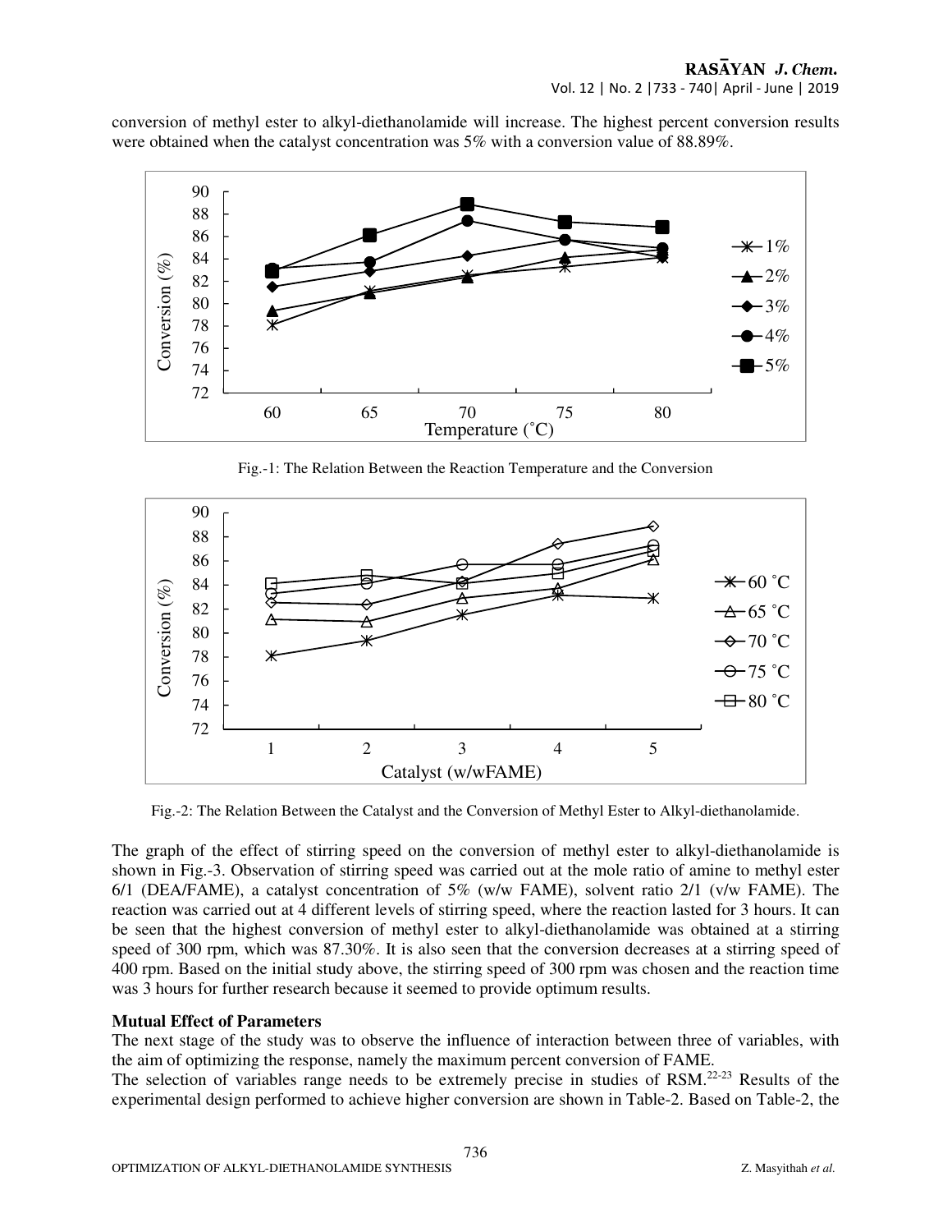conversion of methyl ester to alkyl-diethanolamide will increase. The highest percent conversion results were obtained when the catalyst concentration was 5% with a conversion value of 88.89%.

Fig.-1: The Relation Between the Reaction Temperature and the Conversion

Fig.-2: The Relation Between the Catalyst and the Conversion of Methyl Ester to Alkyl-diethanolamide.

The graph of the effect of stirring speed on the conversion of methyl ester to alkyl-diethanolamide is shown in Fig.-3. Observation of stirring speed was carried out at the mole ratio of amine to methyl ester 6/1 (DEA/FAME), a catalyst concentration of 5% (w/w FAME), solvent ratio 2/1 (v/w FAME). The reaction was carried out at 4 different levels of stirring speed, where the reaction lasted for 3 hours. It can be seen that the highest conversion of methyl ester to alkyl-diethanolamide was obtained at a stirring speed of 300 rpm, which was 87.30%. It is also seen that the conversion decreases at a stirring speed of 400 rpm. Based on the initial study above, the stirring speed of 300 rpm was chosen and the reaction time was 3 hours for further research because it seemed to provide optimum results.

**Mutual Effect of Parameters**

The next stage of the study was to observe the influence of interaction between three of variables, with the aim of optimizing the response, namely the maximum percent conversion of FAME.

The selection of variables range needs to be extremely precise in studies of RSM.[22-23] Results of the experimental design performed to achieve higher conversion are shown in Table-2. Based on Table-2, the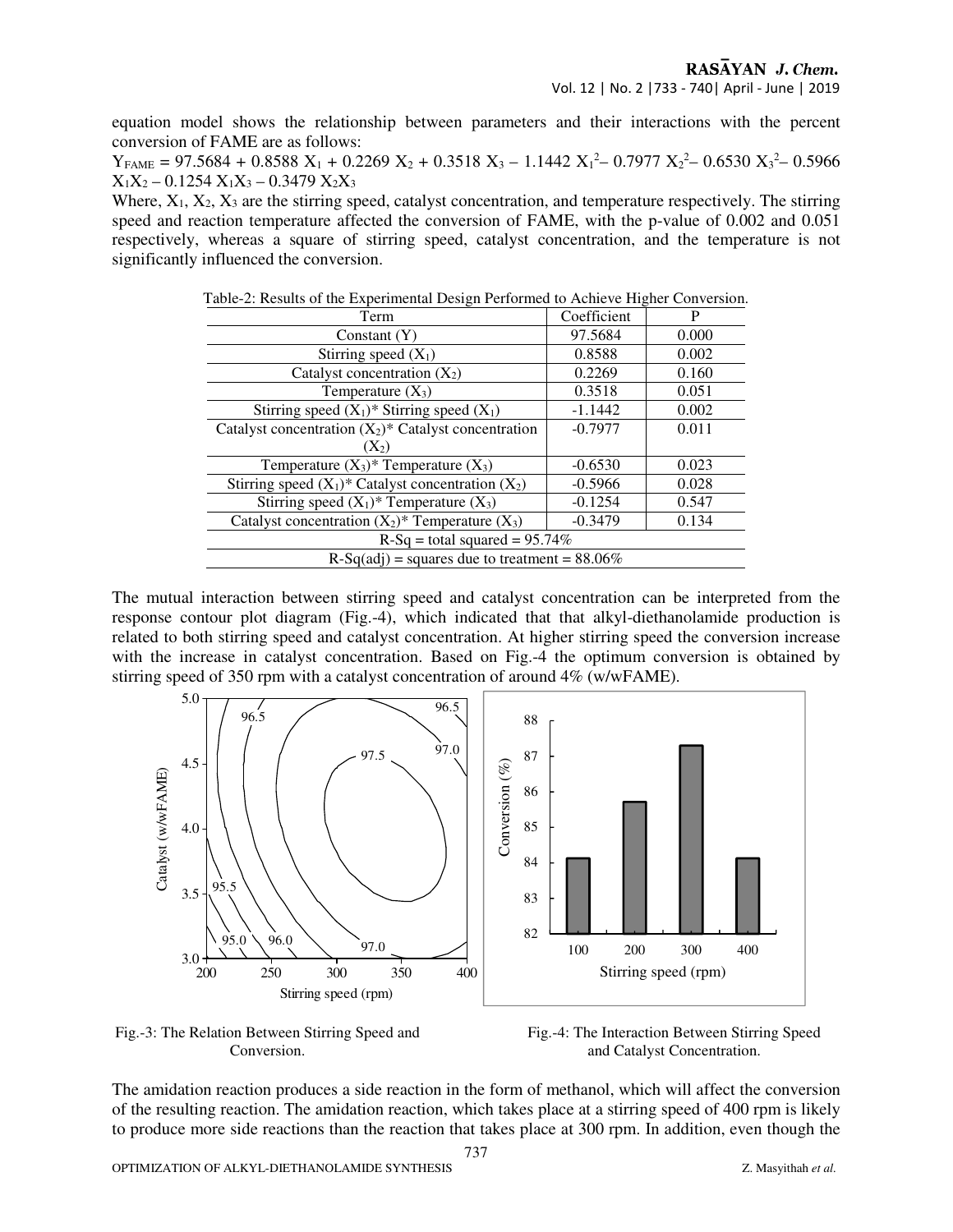equation model shows the relationship between parameters and their interactions with the percent conversion of FAME are as follows:

$$Y_{FAME} = 97.5684 + 0.8588\ X_1 + 0.2269\ X_2 + 0.3518\ X_3 - 1.1442\ X_1^2 - 0.7977\ X_2^2 - 0.6530\ X_3^2 - 0.5966\ X_1X_2 - 0.1254\ X_1X_3 - 0.3479\ X_2X_3$$

Where, $X_1$, $X_2$, $X_3$ are the stirring speed, catalyst concentration, and temperature respectively. The stirring speed and reaction temperature affected the conversion of FAME, with the p-value of 0.002 and 0.051 respectively, whereas a square of stirring speed, catalyst concentration, and the temperature is not significantly influenced the conversion.

Table-2: Results of the Experimental Design Performed to Achieve Higher Conversion.

| Term | Coefficient | P |
|---|---|---|
| Constant (Y) | 97.5684 | 0.000 |
| Stirring speed ($X_1$) | 0.8588 | 0.002 |
| Catalyst concentration ($X_2$) | 0.2269 | 0.160 |
| Temperature ($X_3$) | 0.3518 | 0.051 |
| Stirring speed ($X_1$)* Stirring speed ($X_1$) | -1.1442 | 0.002 |
| Catalyst concentration ($X_2$)* Catalyst concentration ($X_2$) | -0.7977 | 0.011 |
| Temperature ($X_3$)* Temperature ($X_3$) | -0.6530 | 0.023 |
| Stirring speed ($X_1$)* Catalyst concentration ($X_2$) | -0.5966 | 0.028 |
| Stirring speed ($X_1$)* Temperature ($X_3$) | -0.1254 | 0.547 |
| Catalyst concentration ($X_2$)* Temperature ($X_3$) | -0.3479 | 0.134 |
| R-Sq = total squared = 95.74% | | |
| R-Sq(adj) = squares due to treatment = 88.06% | | |

The mutual interaction between stirring speed and catalyst concentration can be interpreted from the response contour plot diagram (Fig.-4), which indicated that that alkyl-diethanolamide production is related to both stirring speed and catalyst concentration. At higher stirring speed the conversion increase with the increase in catalyst concentration. Based on Fig.-4 the optimum conversion is obtained by stirring speed of 350 rpm with a catalyst concentration of around 4% (w/wFAME).

Fig.-3: The Relation Between Stirring Speed and Conversion.

Fig.-4: The Interaction Between Stirring Speed and Catalyst Concentration.

The amidation reaction produces a side reaction in the form of methanol, which will affect the conversion of the resulting reaction. The amidation reaction, which takes place at a stirring speed of 400 rpm is likely to produce more side reactions than the reaction that takes place at 300 rpm. In addition, even though the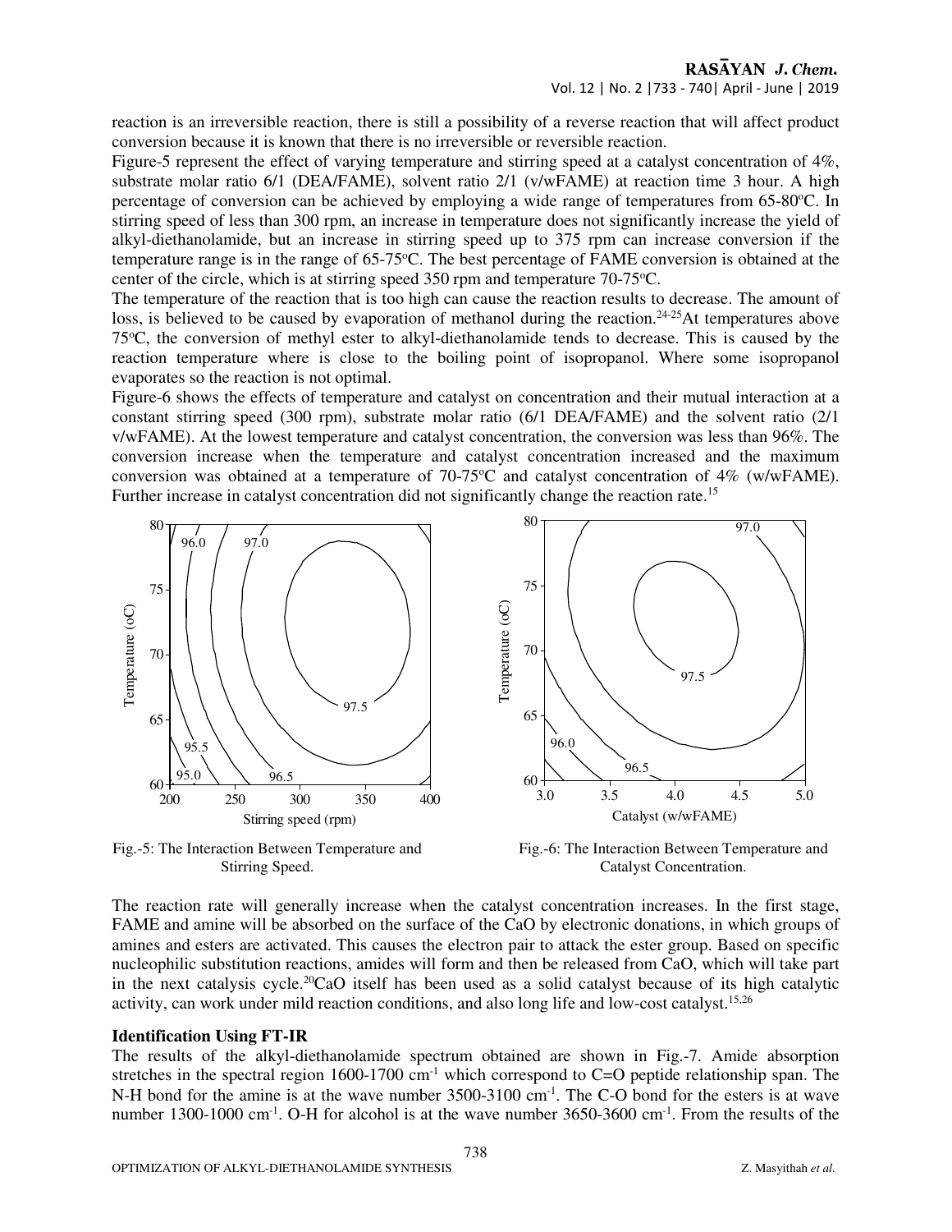reaction is an irreversible reaction, there is still a possibility of a reverse reaction that will affect product conversion because it is known that there is no irreversible or reversible reaction.

Figure-5 represent the effect of varying temperature and stirring speed at a catalyst concentration of 4%, substrate molar ratio 6/1 (DEA/FAME), solvent ratio 2/1 (v/wFAME) at reaction time 3 hour. A high percentage of conversion can be achieved by employing a wide range of temperatures from 65-80°C. In stirring speed of less than 300 rpm, an increase in temperature does not significantly increase the yield of alkyl-diethanolamide, but an increase in stirring speed up to 375 rpm can increase conversion if the temperature range is in the range of 65-75°C. The best percentage of FAME conversion is obtained at the center of the circle, which is at stirring speed 350 rpm and temperature 70-75°C.

The temperature of the reaction that is too high can cause the reaction results to decrease. The amount of loss, is believed to be caused by evaporation of methanol during the reaction.[24-25]At temperatures above 75°C, the conversion of methyl ester to alkyl-diethanolamide tends to decrease. This is caused by the reaction temperature where is close to the boiling point of isopropanol. Where some isopropanol evaporates so the reaction is not optimal.

Figure-6 shows the effects of temperature and catalyst on concentration and their mutual interaction at a constant stirring speed (300 rpm), substrate molar ratio (6/1 DEA/FAME) and the solvent ratio (2/1 v/wFAME). At the lowest temperature and catalyst concentration, the conversion was less than 96%. The conversion increase when the temperature and catalyst concentration increased and the maximum conversion was obtained at a temperature of 70-75°C and catalyst concentration of 4% (w/wFAME). Further increase in catalyst concentration did not significantly change the reaction rate.[15]

Fig.-5: The Interaction Between Temperature and Stirring Speed.

Fig.-6: The Interaction Between Temperature and Catalyst Concentration.

The reaction rate will generally increase when the catalyst concentration increases. In the first stage, FAME and amine will be absorbed on the surface of the CaO by electronic donations, in which groups of amines and esters are activated. This causes the electron pair to attack the ester group. Based on specific nucleophilic substitution reactions, amides will form and then be released from CaO, which will take part in the next catalysis cycle.[20]CaO itself has been used as a solid catalyst because of its high catalytic activity, can work under mild reaction conditions, and also long life and low-cost catalyst.[15,26]

**Identification Using FT-IR**

The results of the alkyl-diethanolamide spectrum obtained are shown in Fig.-7. Amide absorption stretches in the spectral region 1600-1700 $cm^{-1}$ which correspond to C=O peptide relationship span. The N-H bond for the amine is at the wave number 3500-3100 $cm^{-1}$. The C-O bond for the esters is at wave number 1300-1000 $cm^{-1}$. O-H for alcohol is at the wave number 3650-3600 $cm^{-1}$. From the results of the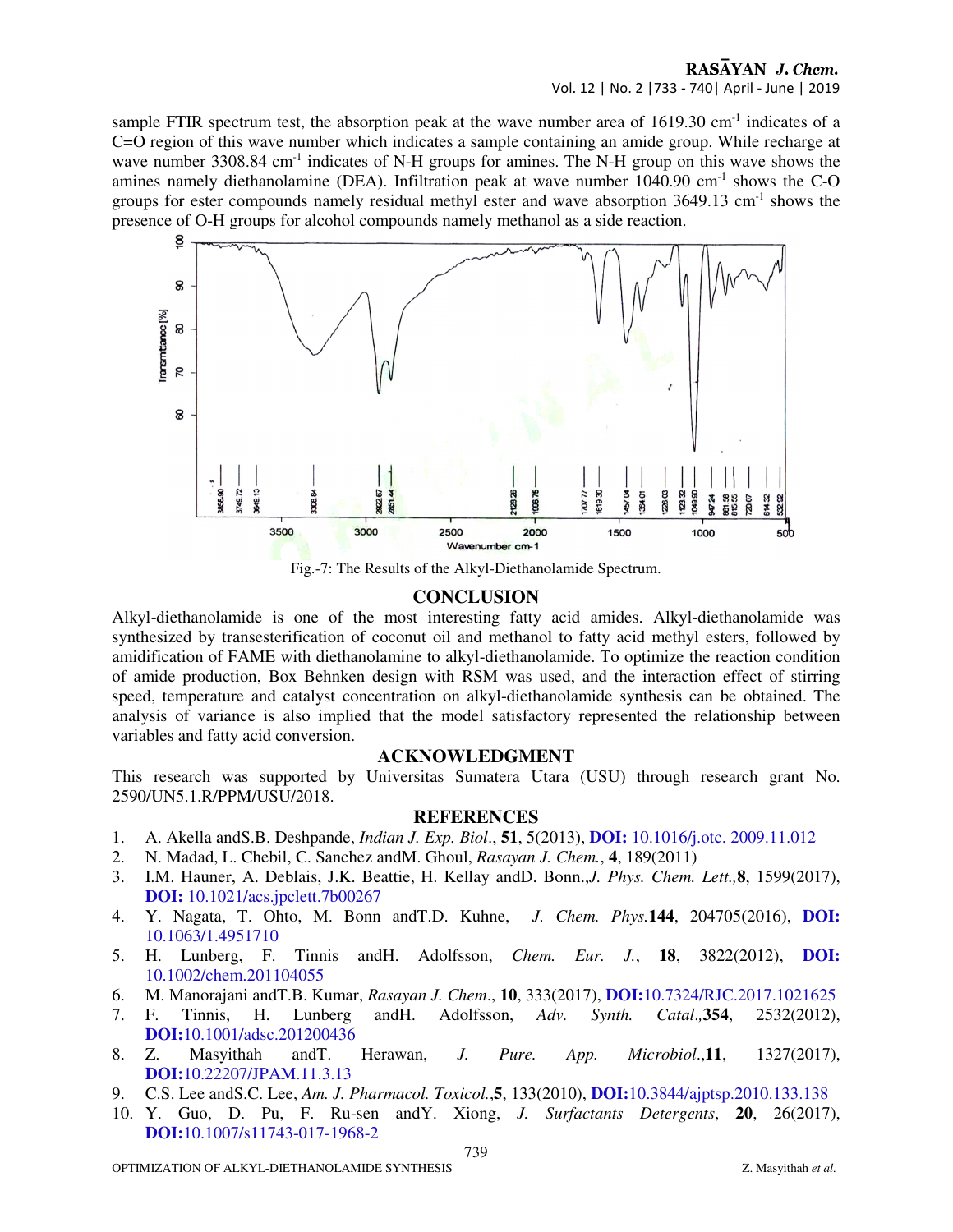sample FTIR spectrum test, the absorption peak at the wave number area of 1619.30 $cm^{-1}$ indicates of a C=O region of this wave number which indicates a sample containing an amide group. While recharge at wave number 3308.84 $cm^{-1}$ indicates of N-H groups for amines. The N-H group on this wave shows the amines namely diethanolamine (DEA). Infiltration peak at wave number 1040.90 $cm^{-1}$ shows the C-O groups for ester compounds namely residual methyl ester and wave absorption 3649.13 $cm^{-1}$ shows the presence of O-H groups for alcohol compounds namely methanol as a side reaction.

Fig.-7: The Results of the Alkyl-Diethanolamide Spectrum.

## CONCLUSION

Alkyl-diethanolamide is one of the most interesting fatty acid amides. Alkyl-diethanolamide was synthesized by transesterification of coconut oil and methanol to fatty acid methyl esters, followed by amidification of FAME with diethanolamine to alkyl-diethanolamide. To optimize the reaction condition of amide production, Box Behnken design with RSM was used, and the interaction effect of stirring speed, temperature and catalyst concentration on alkyl-diethanolamide synthesis can be obtained. The analysis of variance is also implied that the model satisfactory represented the relationship between variables and fatty acid conversion.

## ACKNOWLEDGMENT

This research was supported by Universitas Sumatera Utara (USU) through research grant No. 2590/UN5.1.R/PPM/USU/2018.

## REFERENCES

1. A. Akella andS.B. Deshpande, *Indian J. Exp. Biol*., **51**, 5(2013), **DOI:** 10.1016/j.otc. 2009.11.012
2. N. Madad, L. Chebil, C. Sanchez andM. Ghoul, *Rasayan J. Chem.*, **4**, 189(2011)
3. I.M. Hauner, A. Deblais, J.K. Beattie, H. Kellay andD. Bonn.,*J. Phys. Chem. Lett.,***8**, 1599(2017), **DOI:** 10.1021/acs.jpclett.7b00267
4. Y. Nagata, T. Ohto, M. Bonn andT.D. Kuhne, *J. Chem. Phys.***144**, 204705(2016), **DOI:** 10.1063/1.4951710
5. H. Lunberg, F. Tinnis andH. Adolfsson, *Chem. Eur. J.*, **18**, 3822(2012), **DOI:** 10.1002/chem.201104055
6. M. Manorajani andT.B. Kumar, *Rasayan J. Chem*., **10**, 333(2017), **DOI:**10.7324/RJC.2017.1021625
7. F. Tinnis, H. Lunberg andH. Adolfsson, *Adv. Synth. Catal.,***354**, 2532(2012), **DOI:**10.1001/adsc.201200436
8. Z. Masyithah andT. Herawan, *J. Pure. App. Microbiol*.,**11**, 1327(2017), **DOI:**10.22207/JPAM.11.3.13
9. C.S. Lee andS.C. Lee, *Am. J. Pharmacol. Toxicol.*,**5**, 133(2010), **DOI:**10.3844/ajptsp.2010.133.138
10. Y. Guo, D. Pu, F. Ru-sen andY. Xiong, *J. Surfactants Detergents*, **20**, 26(2017), **DOI:**10.1007/s11743-017-1968-2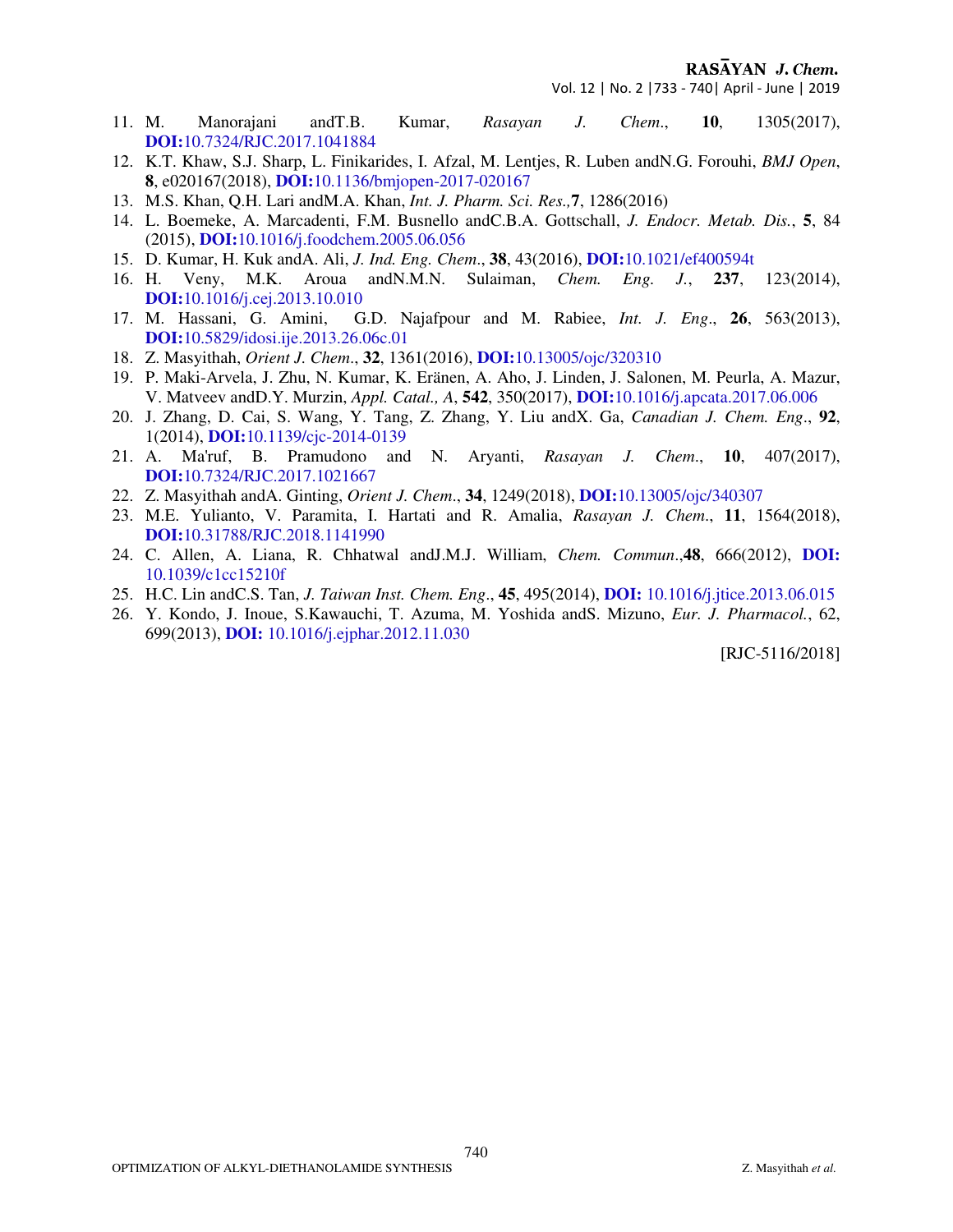11. M. Manorajani andT.B. Kumar, *Rasayan J. Chem*., **10**, 1305(2017), **DOI:**10.7324/RJC.2017.1041884
12. K.T. Khaw, S.J. Sharp, L. Finikarides, I. Afzal, M. Lentjes, R. Luben andN.G. Forouhi, *BMJ Open*, **8**, e020167(2018), **DOI:**10.1136/bmjopen-2017-020167
13. M.S. Khan, Q.H. Lari andM.A. Khan, *Int. J. Pharm. Sci. Res.,***7**, 1286(2016)
14. L. Boemeke, A. Marcadenti, F.M. Busnello andC.B.A. Gottschall, *J. Endocr. Metab. Dis.*, **5**, 84 (2015), **DOI:**10.1016/j.foodchem.2005.06.056
15. D. Kumar, H. Kuk andA. Ali, *J. Ind. Eng. Chem*., **38**, 43(2016), **DOI:**10.1021/ef400594t
16. H. Veny, M.K. Aroua andN.M.N. Sulaiman, *Chem. Eng. J.*, **237**, 123(2014), **DOI:**10.1016/j.cej.2013.10.010
17. M. Hassani, G. Amini, G.D. Najafpour and M. Rabiee, *Int. J. Eng*., **26**, 563(2013), **DOI:**10.5829/idosi.ije.2013.26.06c.01
18. Z. Masyithah, *Orient J. Chem*., **32**, 1361(2016), **DOI:**10.13005/ojc/320310
19. P. Maki-Arvela, J. Zhu, N. Kumar, K. Eränen, A. Aho, J. Linden, J. Salonen, M. Peurla, A. Mazur, V. Matveev andD.Y. Murzin, *Appl. Catal., A*, **542**, 350(2017), **DOI:**10.1016/j.apcata.2017.06.006
20. J. Zhang, D. Cai, S. Wang, Y. Tang, Z. Zhang, Y. Liu andX. Ga, *Canadian J. Chem. Eng*., **92**, 1(2014), **DOI:**10.1139/cjc-2014-0139
21. A. Ma'ruf, B. Pramudono and N. Aryanti, *Rasayan J. Chem*., **10**, 407(2017), **DOI:**10.7324/RJC.2017.1021667
22. Z. Masyithah andA. Ginting, *Orient J. Chem*., **34**, 1249(2018), **DOI:**10.13005/ojc/340307
23. M.E. Yulianto, V. Paramita, I. Hartati and R. Amalia, *Rasayan J. Chem*., **11**, 1564(2018), **DOI:**10.31788/RJC.2018.1141990
24. C. Allen, A. Liana, R. Chhatwal andJ.M.J. William, *Chem. Commun*.,**48**, 666(2012), **DOI:** 10.1039/c1cc15210f
25. H.C. Lin andC.S. Tan, *J. Taiwan Inst. Chem. Eng*., **45**, 495(2014), **DOI:** 10.1016/j.jtice.2013.06.015
26. Y. Kondo, J. Inoue, S.Kawauchi, T. Azuma, M. Yoshida andS. Mizuno, *Eur. J. Pharmacol.*, 62, 699(2013), **DOI:** 10.1016/j.ejphar.2012.11.030

[RJC-5116/2018]